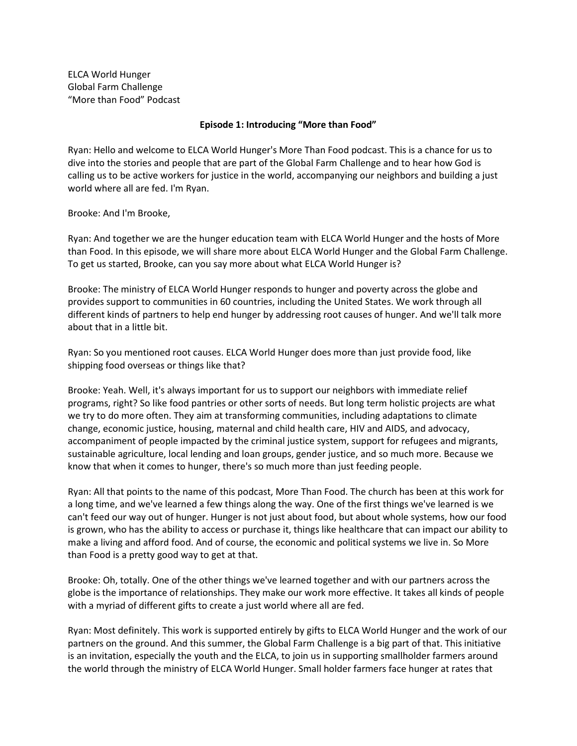ELCA World Hunger
Global Farm Challenge
"More than Food" Podcast

**Episode 1: Introducing "More than Food"**

Ryan: Hello and welcome to ELCA World Hunger's More Than Food podcast. This is a chance for us to dive into the stories and people that are part of the Global Farm Challenge and to hear how God is calling us to be active workers for justice in the world, accompanying our neighbors and building a just world where all are fed. I'm Ryan.

Brooke: And I'm Brooke,

Ryan: And together we are the hunger education team with ELCA World Hunger and the hosts of More than Food. In this episode, we will share more about ELCA World Hunger and the Global Farm Challenge. To get us started, Brooke, can you say more about what ELCA World Hunger is?

Brooke: The ministry of ELCA World Hunger responds to hunger and poverty across the globe and provides support to communities in 60 countries, including the United States. We work through all different kinds of partners to help end hunger by addressing root causes of hunger. And we'll talk more about that in a little bit.

Ryan: So you mentioned root causes. ELCA World Hunger does more than just provide food, like shipping food overseas or things like that?

Brooke: Yeah. Well, it's always important for us to support our neighbors with immediate relief programs, right? So like food pantries or other sorts of needs. But long term holistic projects are what we try to do more often. They aim at transforming communities, including adaptations to climate change, economic justice, housing, maternal and child health care, HIV and AIDS, and advocacy, accompaniment of people impacted by the criminal justice system, support for refugees and migrants, sustainable agriculture, local lending and loan groups, gender justice, and so much more. Because we know that when it comes to hunger, there's so much more than just feeding people.

Ryan: All that points to the name of this podcast, More Than Food. The church has been at this work for a long time, and we've learned a few things along the way. One of the first things we've learned is we can't feed our way out of hunger. Hunger is not just about food, but about whole systems, how our food is grown, who has the ability to access or purchase it, things like healthcare that can impact our ability to make a living and afford food. And of course, the economic and political systems we live in. So More than Food is a pretty good way to get at that.

Brooke: Oh, totally. One of the other things we've learned together and with our partners across the globe is the importance of relationships. They make our work more effective. It takes all kinds of people with a myriad of different gifts to create a just world where all are fed.

Ryan: Most definitely. This work is supported entirely by gifts to ELCA World Hunger and the work of our partners on the ground. And this summer, the Global Farm Challenge is a big part of that. This initiative is an invitation, especially the youth and the ELCA, to join us in supporting smallholder farmers around the world through the ministry of ELCA World Hunger. Small holder farmers face hunger at rates that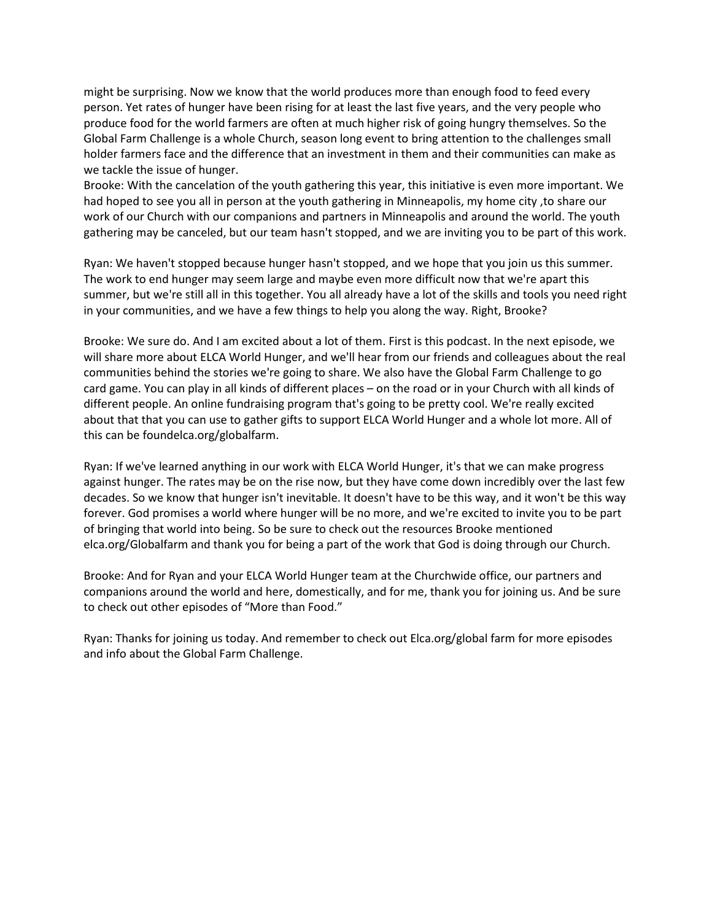might be surprising. Now we know that the world produces more than enough food to feed every person. Yet rates of hunger have been rising for at least the last five years, and the very people who produce food for the world farmers are often at much higher risk of going hungry themselves. So the Global Farm Challenge is a whole Church, season long event to bring attention to the challenges small holder farmers face and the difference that an investment in them and their communities can make as we tackle the issue of hunger.

Brooke: With the cancelation of the youth gathering this year, this initiative is even more important. We had hoped to see you all in person at the youth gathering in Minneapolis, my home city ,to share our work of our Church with our companions and partners in Minneapolis and around the world. The youth gathering may be canceled, but our team hasn't stopped, and we are inviting you to be part of this work.

Ryan: We haven't stopped because hunger hasn't stopped, and we hope that you join us this summer. The work to end hunger may seem large and maybe even more difficult now that we're apart this summer, but we're still all in this together. You all already have a lot of the skills and tools you need right in your communities, and we have a few things to help you along the way. Right, Brooke?

Brooke: We sure do. And I am excited about a lot of them. First is this podcast. In the next episode, we will share more about ELCA World Hunger, and we'll hear from our friends and colleagues about the real communities behind the stories we're going to share. We also have the Global Farm Challenge to go card game. You can play in all kinds of different places – on the road or in your Church with all kinds of different people. An online fundraising program that's going to be pretty cool. We're really excited about that that you can use to gather gifts to support ELCA World Hunger and a whole lot more. All of this can be foundelca.org/globalfarm.

Ryan: If we've learned anything in our work with ELCA World Hunger, it's that we can make progress against hunger. The rates may be on the rise now, but they have come down incredibly over the last few decades. So we know that hunger isn't inevitable. It doesn't have to be this way, and it won't be this way forever. God promises a world where hunger will be no more, and we're excited to invite you to be part of bringing that world into being. So be sure to check out the resources Brooke mentioned elca.org/Globalfarm and thank you for being a part of the work that God is doing through our Church.

Brooke: And for Ryan and your ELCA World Hunger team at the Churchwide office, our partners and companions around the world and here, domestically, and for me, thank you for joining us. And be sure to check out other episodes of "More than Food."

Ryan: Thanks for joining us today. And remember to check out Elca.org/global farm for more episodes and info about the Global Farm Challenge.